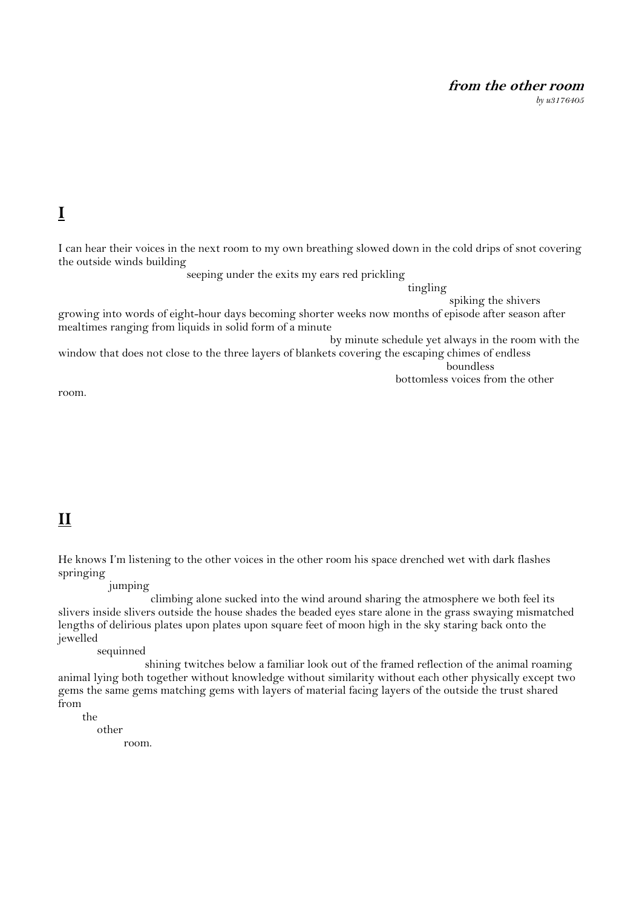**_from the other room_**

*by u3176405*

## I

I can hear their voices in the next room to my own breathing slowed down in the cold drips of snot covering the outside winds building
seeping under the exits my ears red prickling
tingling
spiking the shivers
growing into words of eight-hour days becoming shorter weeks now months of episode after season after mealtimes ranging from liquids in solid form of a minute
by minute schedule yet always in the room with the window that does not close to the three layers of blankets covering the escaping chimes of endless
boundless
bottomless voices from the other
room.

## II

He knows I'm listening to the other voices in the other room his space drenched wet with dark flashes springing
jumping
climbing alone sucked into the wind around sharing the atmosphere we both feel its slivers inside slivers outside the house shades the beaded eyes stare alone in the grass swaying mismatched lengths of delirious plates upon plates upon square feet of moon high in the sky staring back onto the jewelled
sequinned
shining twitches below a familiar look out of the framed reflection of the animal roaming animal lying both together without knowledge without similarity without each other physically except two gems the same gems matching gems with layers of material facing layers of the outside the trust shared from
the
other
room.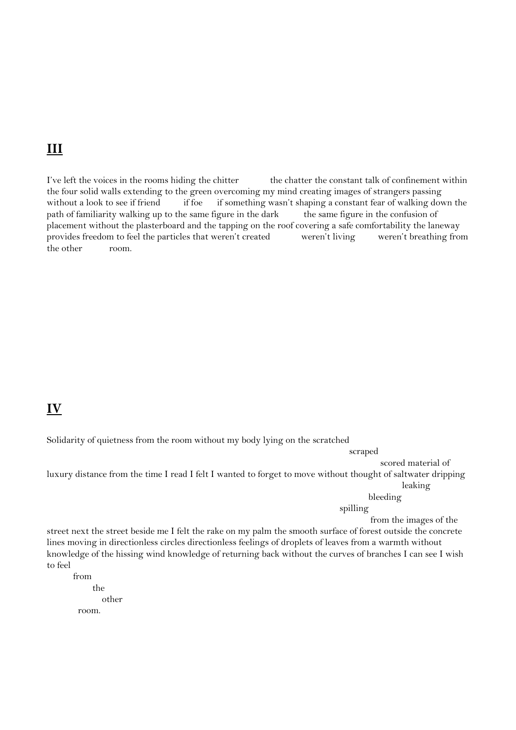## III

I've left the voices in the rooms hiding the chitter the chatter the constant talk of confinement within the four solid walls extending to the green overcoming my mind creating images of strangers passing without a look to see if friend if foe if something wasn't shaping a constant fear of walking down the path of familiarity walking up to the same figure in the dark the same figure in the confusion of placement without the plasterboard and the tapping on the roof covering a safe comfortability the laneway provides freedom to feel the particles that weren't created weren't living weren't breathing from the other room.

## IV

Solidarity of quietness from the room without my body lying on the scratched
scraped
scored material of
luxury distance from the time I read I felt I wanted to forget to move without thought of saltwater dripping
leaking
bleeding
spilling
from the images of the
street next the street beside me I felt the rake on my palm the smooth surface of forest outside the concrete lines moving in directionless circles directionless feelings of droplets of leaves from a warmth without knowledge of the hissing wind knowledge of returning back without the curves of branches I can see I wish to feel
from
the
other
room.